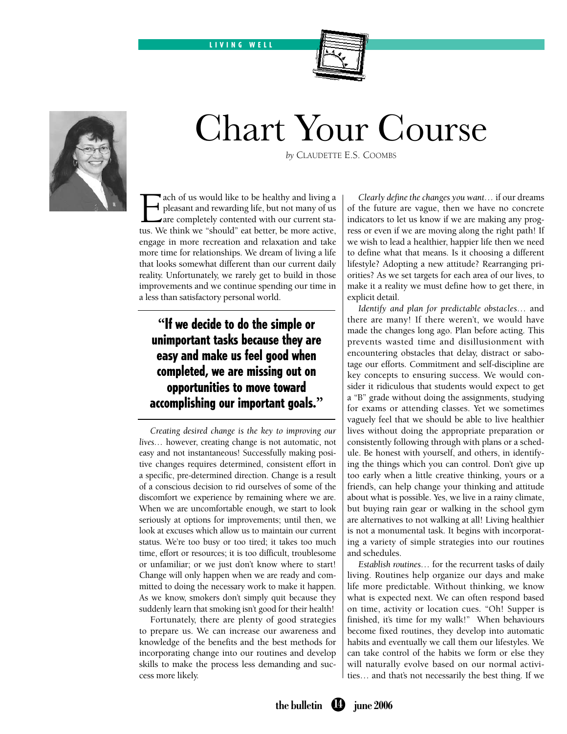LIVING WELL

# Chart Your Course

*by* CLAUDETTE E.S. COOMBS

Each of us would like to be healthy and living a pleasant and rewarding life, but not many of us are completely contented with our current status. We think we "should" eat better, be more active, engage in more recreation and relaxation and take more time for relationships. We dream of living a life that looks somewhat different than our current daily reality. Unfortunately, we rarely get to build in those improvements and we continue spending our time in a less than satisfactory personal world.

> **"If we decide to do the simple or unimportant tasks because they are easy and make us feel good when completed, we are missing out on opportunities to move toward accomplishing our important goals."**

*Creating desired change is the key to improving our lives…* however, creating change is not automatic, not easy and not instantaneous! Successfully making positive changes requires determined, consistent effort in a specific, pre-determined direction. Change is a result of a conscious decision to rid ourselves of some of the discomfort we experience by remaining where we are. When we are uncomfortable enough, we start to look seriously at options for improvements; until then, we look at excuses which allow us to maintain our current status. We're too busy or too tired; it takes too much time, effort or resources; it is too difficult, troublesome or unfamiliar; or we just don't know where to start! Change will only happen when we are ready and committed to doing the necessary work to make it happen. As we know, smokers don't simply quit because they suddenly learn that smoking isn't good for their health!

Fortunately, there are plenty of good strategies to prepare us. We can increase our awareness and knowledge of the benefits and the best methods for incorporating change into our routines and develop skills to make the process less demanding and success more likely.

*Clearly define the changes you want…* if our dreams of the future are vague, then we have no concrete indicators to let us know if we are making any progress or even if we are moving along the right path! If we wish to lead a healthier, happier life then we need to define what that means. Is it choosing a different lifestyle? Adopting a new attitude? Rearranging priorities? As we set targets for each area of our lives, to make it a reality we must define how to get there, in explicit detail.

*Identify and plan for predictable obstacles…* and there are many! If there weren't, we would have made the changes long ago. Plan before acting. This prevents wasted time and disillusionment with encountering obstacles that delay, distract or sabotage our efforts. Commitment and self-discipline are key concepts to ensuring success. We would consider it ridiculous that students would expect to get a "B" grade without doing the assignments, studying for exams or attending classes. Yet we sometimes vaguely feel that we should be able to live healthier lives without doing the appropriate preparation or consistently following through with plans or a schedule. Be honest with yourself, and others, in identifying the things which you can control. Don't give up too early when a little creative thinking, yours or a friend's, can help change your thinking and attitude about what is possible. Yes, we live in a rainy climate, but buying rain gear or walking in the school gym are alternatives to not walking at all! Living healthier is not a monumental task. It begins with incorporating a variety of simple strategies into our routines and schedules.

*Establish routines…* for the recurrent tasks of daily living. Routines help organize our days and make life more predictable. Without thinking, we know what is expected next. We can often respond based on time, activity or location cues. "Oh! Supper is finished, it's time for my walk!" When behaviours become fixed routines, they develop into automatic habits and eventually we call them our lifestyles. We can take control of the habits we form or else they will naturally evolve based on our normal activities… and that's not necessarily the best thing. If we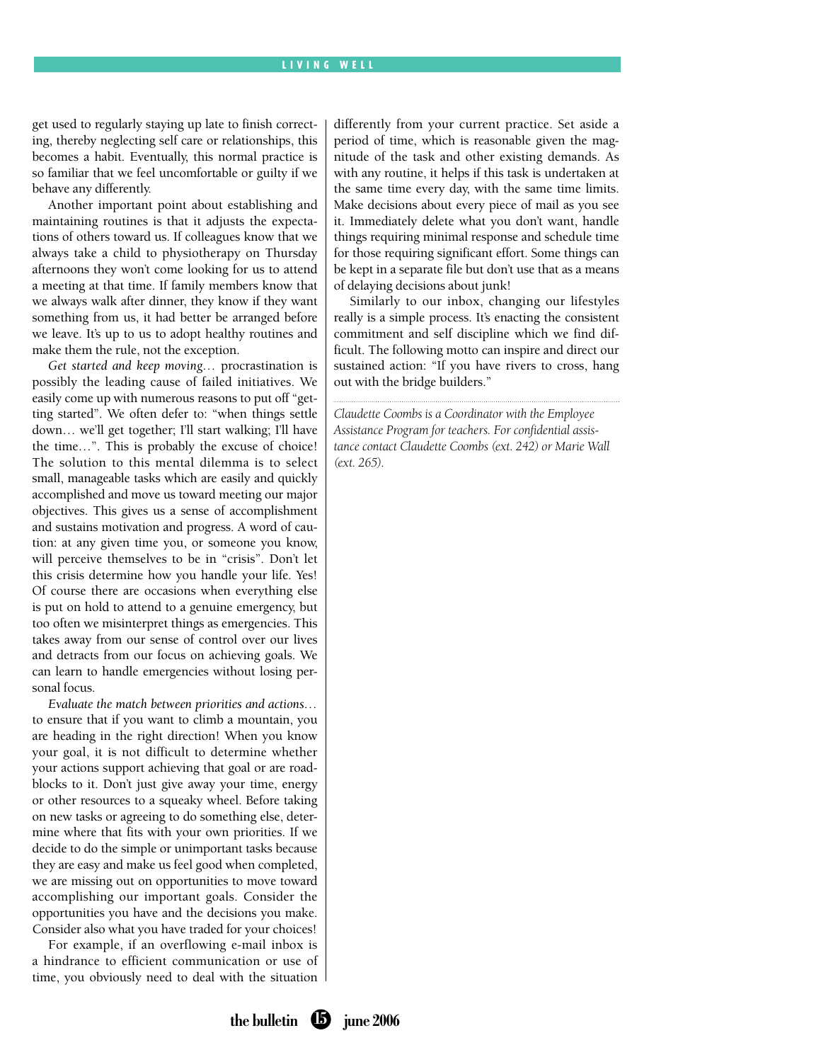get used to regularly staying up late to finish correcting, thereby neglecting self care or relationships, this becomes a habit. Eventually, this normal practice is so familiar that we feel uncomfortable or guilty if we behave any differently.

Another important point about establishing and maintaining routines is that it adjusts the expectations of others toward us. If colleagues know that we always take a child to physiotherapy on Thursday afternoons they won't come looking for us to attend a meeting at that time. If family members know that we always walk after dinner, they know if they want something from us, it had better be arranged before we leave. It's up to us to adopt healthy routines and make them the rule, not the exception.

*Get started and keep moving*… procrastination is possibly the leading cause of failed initiatives. We easily come up with numerous reasons to put off "getting started". We often defer to: "when things settle down… we'll get together; I'll start walking; I'll have the time…". This is probably the excuse of choice! The solution to this mental dilemma is to select small, manageable tasks which are easily and quickly accomplished and move us toward meeting our major objectives. This gives us a sense of accomplishment and sustains motivation and progress. A word of caution: at any given time you, or someone you know, will perceive themselves to be in "crisis". Don't let this crisis determine how you handle your life. Yes! Of course there are occasions when everything else is put on hold to attend to a genuine emergency, but too often we misinterpret things as emergencies. This takes away from our sense of control over our lives and detracts from our focus on achieving goals. We can learn to handle emergencies without losing personal focus.

*Evaluate the match between priorities and actions*… to ensure that if you want to climb a mountain, you are heading in the right direction! When you know your goal, it is not difficult to determine whether your actions support achieving that goal or are roadblocks to it. Don't just give away your time, energy or other resources to a squeaky wheel. Before taking on new tasks or agreeing to do something else, determine where that fits with your own priorities. If we decide to do the simple or unimportant tasks because they are easy and make us feel good when completed, we are missing out on opportunities to move toward accomplishing our important goals. Consider the opportunities you have and the decisions you make. Consider also what you have traded for your choices!

For example, if an overflowing e-mail inbox is a hindrance to efficient communication or use of time, you obviously need to deal with the situation differently from your current practice. Set aside a period of time, which is reasonable given the magnitude of the task and other existing demands. As with any routine, it helps if this task is undertaken at the same time every day, with the same time limits. Make decisions about every piece of mail as you see it. Immediately delete what you don't want, handle things requiring minimal response and schedule time for those requiring significant effort. Some things can be kept in a separate file but don't use that as a means of delaying decisions about junk!

Similarly to our inbox, changing our lifestyles really is a simple process. It's enacting the consistent commitment and self discipline which we find difficult. The following motto can inspire and direct our sustained action: "If you have rivers to cross, hang out with the bridge builders."

*Claudette Coombs is a Coordinator with the Employee Assistance Program for teachers. For confidential assistance contact Claudette Coombs (ext. 242) or Marie Wall (ext. 265).*